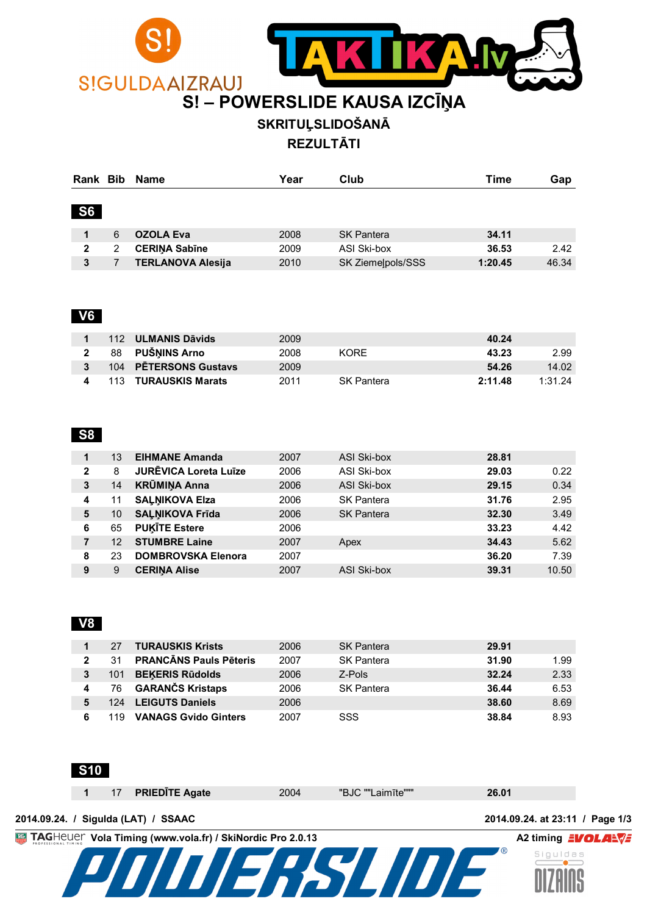# S! – POWERSLIDE KAUSA IZCĪŅA

## SKRITUĻSLIDOŠANĀ

## REZULTĀTI

| Rank | Bib | Name | Year | Club | Time | Gap |
|---|---|---|---|---|---|---|
| **S6** | | | | | | |
| 1 | 6 | **OZOLA Eva** | 2008 | SK Pantera | **34.11** | |
| 2 | 2 | **CERIŅA Sabīne** | 2009 | ASI Ski-box | **36.53** | 2.42 |
| 3 | 7 | **TERLANOVA Alesija** | 2010 | SK Ziemeļpols/SSS | **1:20.45** | 46.34 |
| **V6** | | | | | | |
| 1 | 112 | **ULMANIS Dāvids** | 2009 | | **40.24** | |
| 2 | 88 | **PUŠŅINS Arno** | 2008 | KORE | **43.23** | 2.99 |
| 3 | 104 | **PĒTERSONS Gustavs** | 2009 | | **54.26** | 14.02 |
| 4 | 113 | **TURAUSKIS Marats** | 2011 | SK Pantera | **2:11.48** | 1:31.24 |
| **S8** | | | | | | |
| 1 | 13 | **EIHMANE Amanda** | 2007 | ASI Ski-box | **28.81** | |
| 2 | 8 | **JURĒVICA Loreta Luīze** | 2006 | ASI Ski-box | **29.03** | 0.22 |
| 3 | 14 | **KRŪMIŅA Anna** | 2006 | ASI Ski-box | **29.15** | 0.34 |
| 4 | 11 | **SAĻŅIKOVA Elza** | 2006 | SK Pantera | **31.76** | 2.95 |
| 5 | 10 | **SAĻŅIKOVA Frīda** | 2006 | SK Pantera | **32.30** | 3.49 |
| 6 | 65 | **PUĶĪTE Estere** | 2006 | | **33.23** | 4.42 |
| 7 | 12 | **STUMBRE Laine** | 2007 | Apex | **34.43** | 5.62 |
| 8 | 23 | **DOMBROVSKA Elenora** | 2007 | | **36.20** | 7.39 |
| 9 | 9 | **CERIŅA Alise** | 2007 | ASI Ski-box | **39.31** | 10.50 |
| **V8** | | | | | | |
| 1 | 27 | **TURAUSKIS Krists** | 2006 | SK Pantera | **29.91** | |
| 2 | 31 | **PRANCĀNS Pauls Pēteris** | 2007 | SK Pantera | **31.90** | 1.99 |
| 3 | 101 | **BEĶERIS Rūdolds** | 2006 | Z-Pols | **32.24** | 2.33 |
| 4 | 76 | **GARANČS Kristaps** | 2006 | SK Pantera | **36.44** | 6.53 |
| 5 | 124 | **LEIGUTS Daniels** | 2006 | | **38.60** | 8.69 |
| 6 | 119 | **VANAGS Gvido Ginters** | 2007 | SSS | **38.84** | 8.93 |
| **S10** | | | | | | |
| 1 | 17 | **PRIEDĪTE Agate** | 2004 | "BJC ""Laimīte""" | **26.01** | |

2014.09.24. / Sigulda (LAT) / SSAAC — 2014.09.24. at 23:11

Vola Timing (www.vola.fr) / SkiNordic Pro 2.0.13 — A2 timing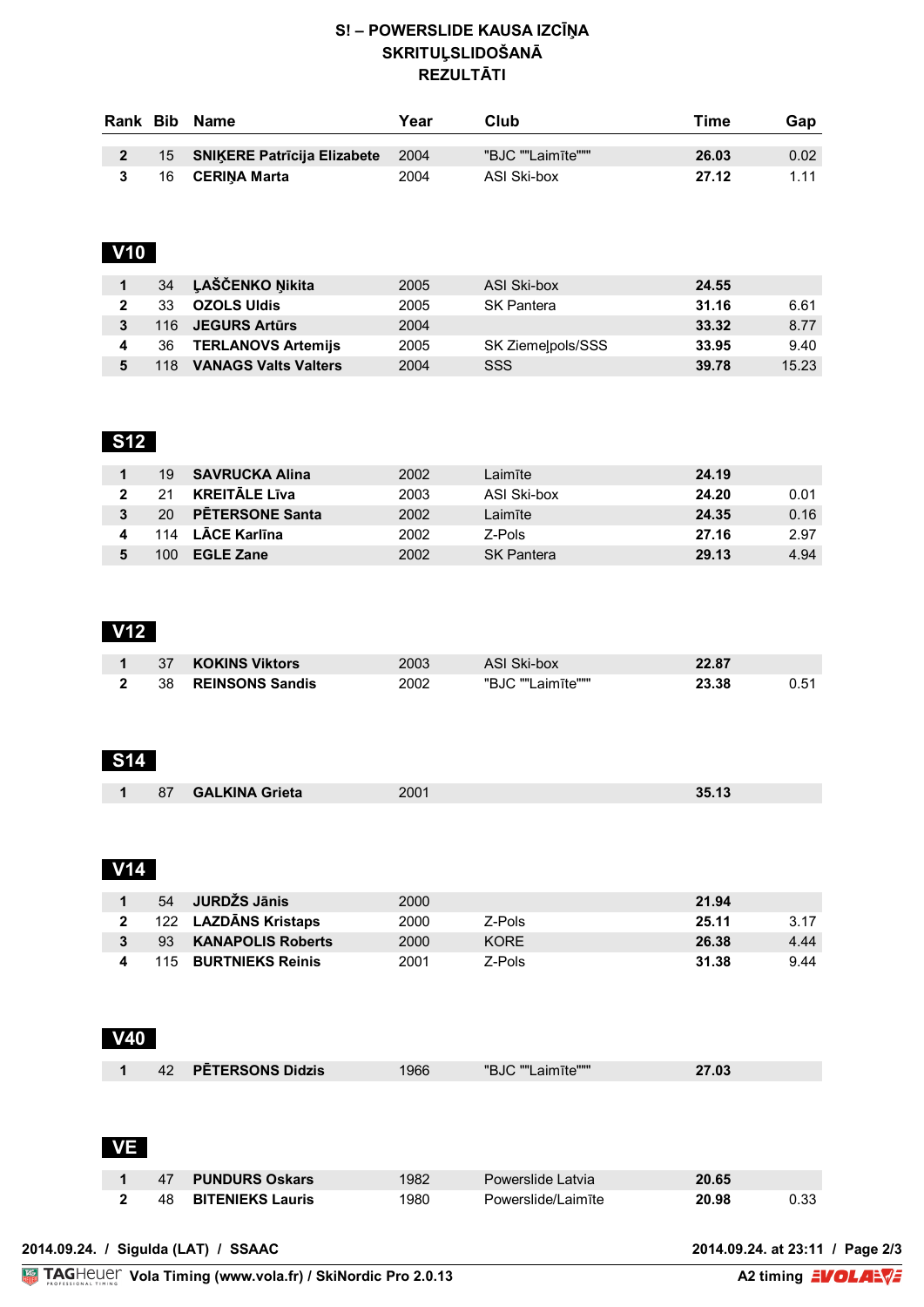# S! – POWERSLIDE KAUSA IZCĪŅA
## SKRITUĻSLIDOŠANĀ
## REZULTĀTI

| Rank | Bib | Name | Year | Club | Time | Gap |
|---|---|---|---|---|---|---|
| 2 | 15 | **SNIĶERE Patrīcija Elizabete** | 2004 | "BJC ""Laimīte""" | **26.03** | 0.02 |
| 3 | 16 | **CERIŅA Marta** | 2004 | ASI Ski-box | **27.12** | 1.11 |

### V10

| Rank | Bib | Name | Year | Club | Time | Gap |
|---|---|---|---|---|---|---|
| 1 | 34 | **ĻAŠČENKO Ņikita** | 2005 | ASI Ski-box | **24.55** | |
| 2 | 33 | **OZOLS Uldis** | 2005 | SK Pantera | **31.16** | 6.61 |
| 3 | 116 | **JEGURS Artūrs** | 2004 | | **33.32** | 8.77 |
| 4 | 36 | **TERLANOVS Artemijs** | 2005 | SK Ziemeļpols/SSS | **33.95** | 9.40 |
| 5 | 118 | **VANAGS Valts Valters** | 2004 | SSS | **39.78** | 15.23 |

### S12

| Rank | Bib | Name | Year | Club | Time | Gap |
|---|---|---|---|---|---|---|
| 1 | 19 | **SAVRUCKA Alina** | 2002 | Laimīte | **24.19** | |
| 2 | 21 | **KREITĀLE Līva** | 2003 | ASI Ski-box | **24.20** | 0.01 |
| 3 | 20 | **PĒTERSONE Santa** | 2002 | Laimīte | **24.35** | 0.16 |
| 4 | 114 | **LĀCE Karlīna** | 2002 | Z-Pols | **27.16** | 2.97 |
| 5 | 100 | **EGLE Zane** | 2002 | SK Pantera | **29.13** | 4.94 |

### V12

| Rank | Bib | Name | Year | Club | Time | Gap |
|---|---|---|---|---|---|---|
| 1 | 37 | **KOKINS Viktors** | 2003 | ASI Ski-box | **22.87** | |
| 2 | 38 | **REINSONS Sandis** | 2002 | "BJC ""Laimīte""" | **23.38** | 0.51 |

### S14

| Rank | Bib | Name | Year | Club | Time | Gap |
|---|---|---|---|---|---|---|
| 1 | 87 | **GALKINA Grieta** | 2001 | | **35.13** | |

### V14

| Rank | Bib | Name | Year | Club | Time | Gap |
|---|---|---|---|---|---|---|
| 1 | 54 | **JURDŽS Jānis** | 2000 | | **21.94** | |
| 2 | 122 | **LAZDĀNS Kristaps** | 2000 | Z-Pols | **25.11** | 3.17 |
| 3 | 93 | **KANAPOLIS Roberts** | 2000 | KORE | **26.38** | 4.44 |
| 4 | 115 | **BURTNIEKS Reinis** | 2001 | Z-Pols | **31.38** | 9.44 |

### V40

| Rank | Bib | Name | Year | Club | Time | Gap |
|---|---|---|---|---|---|---|
| 1 | 42 | **PĒTERSONS Didzis** | 1966 | "BJC ""Laimīte""" | **27.03** | |

### VE

| Rank | Bib | Name | Year | Club | Time | Gap |
|---|---|---|---|---|---|---|
| 1 | 47 | **PUNDURS Oskars** | 1982 | Powerslide Latvia | **20.65** | |
| 2 | 48 | **BITENIEKS Lauris** | 1980 | Powerslide/Laimīte | **20.98** | 0.33 |

**2014.09.24. / Sigulda (LAT) / SSAAC** — **2014.09.24. at 23:11**

**Vola Timing (www.vola.fr) / SkiNordic Pro 2.0.13** — **A2 timing**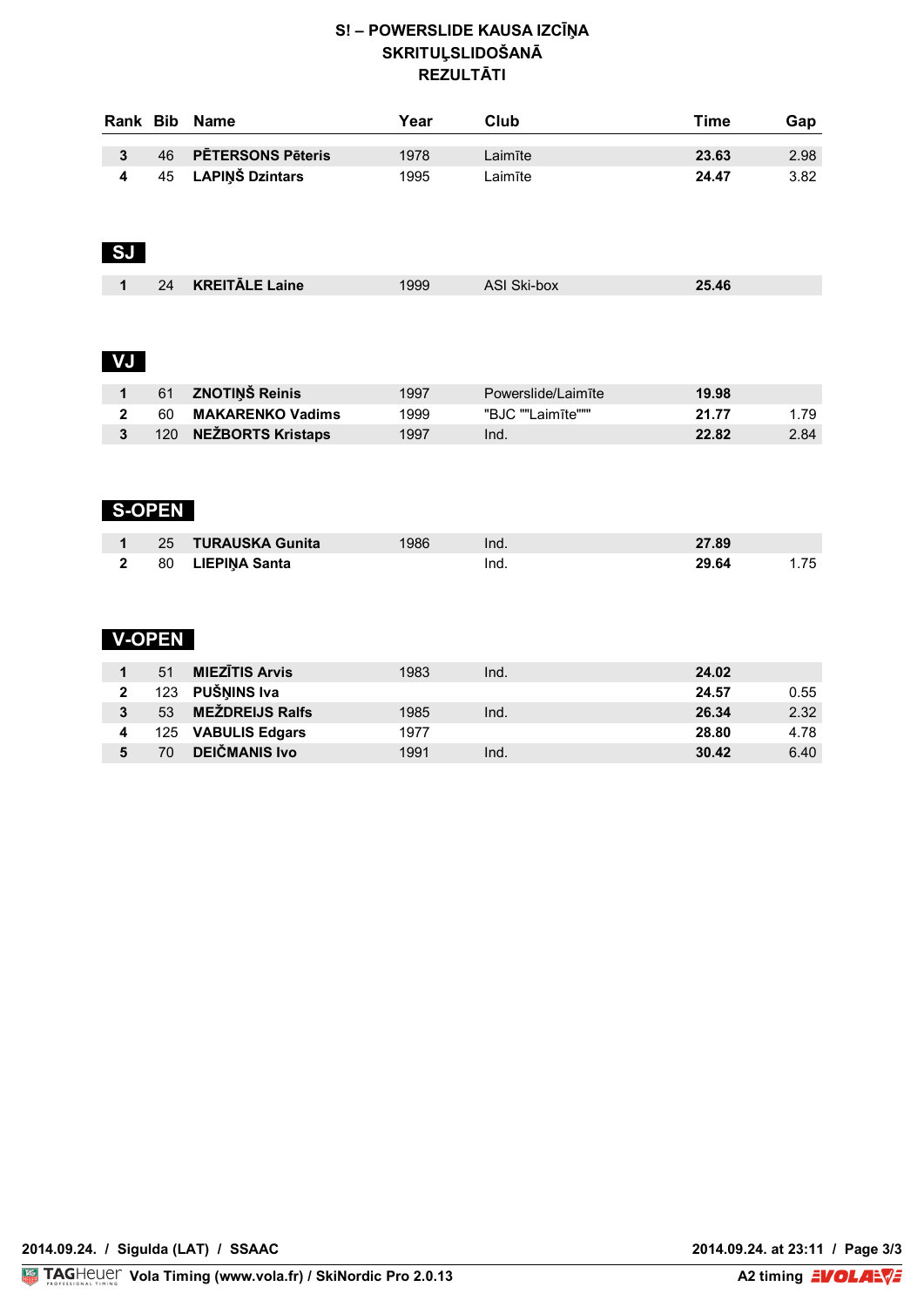# S! – POWERSLIDE KAUSA IZCĪŅA
## SKRITUĻSLIDOŠANĀ
## REZULTĀTI

| Rank | Bib | Name | Year | Club | Time | Gap |
|---|---|---|---|---|---|---|
| 3 | 46 | **PĒTERSONS Pēteris** | 1978 | Laimīte | **23.63** | 2.98 |
| 4 | 45 | **LAPIŅŠ Dzintars** | 1995 | Laimīte | **24.47** | 3.82 |

### SJ

| Rank | Bib | Name | Year | Club | Time | Gap |
|---|---|---|---|---|---|---|
| 1 | 24 | **KREITĀLE Laine** | 1999 | ASI Ski-box | **25.46** | |

### VJ

| Rank | Bib | Name | Year | Club | Time | Gap |
|---|---|---|---|---|---|---|
| 1 | 61 | **ZNOTIŅŠ Reinis** | 1997 | Powerslide/Laimīte | **19.98** | |
| 2 | 60 | **MAKARENKO Vadims** | 1999 | "BJC ""Laimīte""" | **21.77** | 1.79 |
| 3 | 120 | **NEŽBORTS Kristaps** | 1997 | Ind. | **22.82** | 2.84 |

### S-OPEN

| Rank | Bib | Name | Year | Club | Time | Gap |
|---|---|---|---|---|---|---|
| 1 | 25 | **TURAUSKA Gunita** | 1986 | Ind. | **27.89** | |
| 2 | 80 | **LIEPIŅA Santa** | | Ind. | **29.64** | 1.75 |

### V-OPEN

| Rank | Bib | Name | Year | Club | Time | Gap |
|---|---|---|---|---|---|---|
| 1 | 51 | **MIEZĪTIS Arvis** | 1983 | Ind. | **24.02** | |
| 2 | 123 | **PUŠŅINS Iva** | | | **24.57** | 0.55 |
| 3 | 53 | **MEŽDREIJS Ralfs** | 1985 | Ind. | **26.34** | 2.32 |
| 4 | 125 | **VABULIS Edgars** | 1977 | | **28.80** | 4.78 |
| 5 | 70 | **DEIČMANIS Ivo** | 1991 | Ind. | **30.42** | 6.40 |